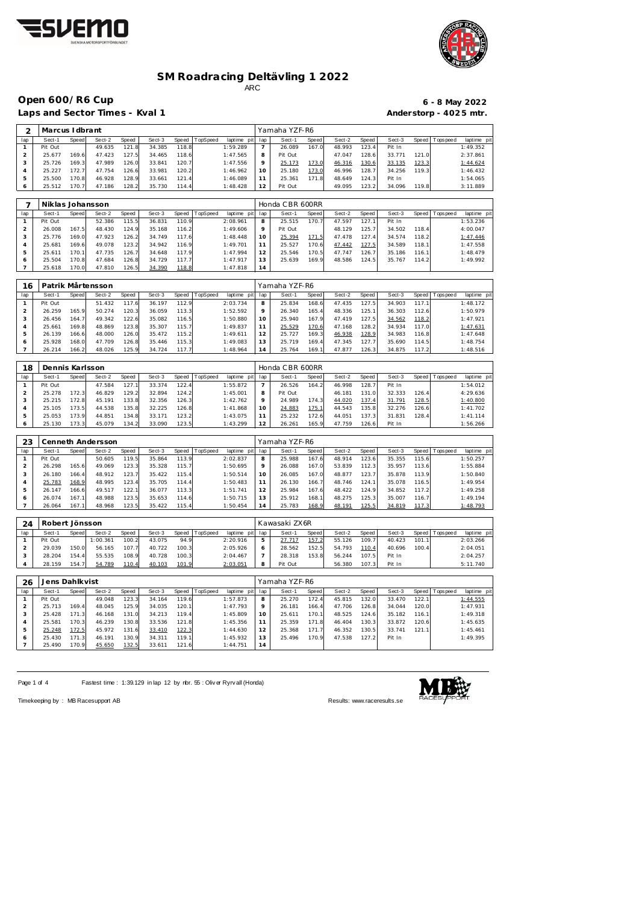# SM Roadracing Deltävling 1 2022

ARC

## Open 600/R6 Cup

**6 - 8 May 2022**

**Laps and Sector Times - Kval 1**

**Anderstorp - 4025 mtr.**

| 2 | Marcus Idbrant | | | | | | | | | Yamaha YZF-R6 | | | | | | | | |
|---|---|---|---|---|---|---|---|---|---|---|---|---|---|---|---|---|---|---|
| lap | Sect-1 | Speed | Sect-2 | Speed | Sect-3 | Speed | TopSpeed | laptime pit | lap | Sect-1 | Speed | Sect-2 | Speed | Sect-3 | Speed | Topspeed | laptime pit |
| 1 | Pit Out | | 49.635 | 121.8 | 34.385 | 118.8 | | 1:59.289 | 7 | 26.089 | 167.0 | 48.993 | 123.4 | Pit In | | | 1:49.352 |
| 2 | 25.677 | 169.6 | 47.423 | 127.5 | 34.465 | 118.6 | | 1:47.565 | 8 | Pit Out | | 47.047 | 128.6 | 33.771 | 121.0 | | 2:37.861 |
| 3 | 25.726 | 169.3 | 47.989 | 126.0 | 33.841 | 120.7 | | 1:47.556 | 9 | 25.173 | 173.0 | 46.316 | 130.6 | 33.135 | 123.3 | | 1:44.624 |
| 4 | 25.227 | 172.7 | 47.754 | 126.6 | 33.981 | 120.2 | | 1:46.962 | 10 | 25.180 | 173.0 | 46.996 | 128.7 | 34.256 | 119.3 | | 1:46.432 |
| 5 | 25.500 | 170.8 | 46.928 | 128.9 | 33.661 | 121.4 | | 1:46.089 | 11 | 25.361 | 171.8 | 48.649 | 124.3 | Pit In | | | 1:54.065 |
| 6 | 25.512 | 170.7 | 47.186 | 128.2 | 35.730 | 114.4 | | 1:48.428 | 12 | Pit Out | | 49.095 | 123.2 | 34.096 | 119.8 | | 3:11.889 |

| 7 | Niklas Johansson | | | | | | | | | Honda CBR 600RR | | | | | | | | |
|---|---|---|---|---|---|---|---|---|---|---|---|---|---|---|---|---|---|---|
| lap | Sect-1 | Speed | Sect-2 | Speed | Sect-3 | Speed | TopSpeed | laptime pit | lap | Sect-1 | Speed | Sect-2 | Speed | Sect-3 | Speed | Topspeed | laptime pit |
| 1 | Pit Out | | 52.386 | 115.5 | 36.831 | 110.9 | | 2:08.961 | 8 | 25.515 | 170.7 | 47.597 | 127.1 | Pit In | | | 1:53.236 |
| 2 | 26.008 | 167.5 | 48.430 | 124.9 | 35.168 | 116.2 | | 1:49.606 | 9 | Pit Out | | 48.129 | 125.7 | 34.502 | 118.4 | | 4:00.047 |
| 3 | 25.776 | 169.0 | 47.923 | 126.2 | 34.749 | 117.6 | | 1:48.448 | 10 | 25.394 | 171.5 | 47.478 | 127.4 | 34.574 | 118.2 | | 1:47.446 |
| 4 | 25.681 | 169.6 | 49.078 | 123.2 | 34.942 | 116.9 | | 1:49.701 | 11 | 25.527 | 170.6 | 47.442 | 127.5 | 34.589 | 118.1 | | 1:47.558 |
| 5 | 25.611 | 170.1 | 47.735 | 126.7 | 34.648 | 117.9 | | 1:47.994 | 12 | 25.546 | 170.5 | 47.747 | 126.7 | 35.186 | 116.1 | | 1:48.479 |
| 6 | 25.504 | 170.8 | 47.684 | 126.8 | 34.729 | 117.7 | | 1:47.917 | 13 | 25.639 | 169.9 | 48.586 | 124.5 | 35.767 | 114.2 | | 1:49.992 |
| 7 | 25.618 | 170.0 | 47.810 | 126.5 | 34.390 | 118.8 | | 1:47.818 | 14 | | | | | | | | |

| 16 | Patrik Mårtensson | | | | | | | | | Yamaha YZF-R6 | | | | | | | | |
|---|---|---|---|---|---|---|---|---|---|---|---|---|---|---|---|---|---|---|
| lap | Sect-1 | Speed | Sect-2 | Speed | Sect-3 | Speed | TopSpeed | laptime pit | lap | Sect-1 | Speed | Sect-2 | Speed | Sect-3 | Speed | Topspeed | laptime pit |
| 1 | Pit Out | | 51.432 | 117.6 | 36.197 | 112.9 | | 2:03.734 | 8 | 25.834 | 168.6 | 47.435 | 127.5 | 34.903 | 117.1 | | 1:48.172 |
| 2 | 26.259 | 165.9 | 50.274 | 120.3 | 36.059 | 113.3 | | 1:52.592 | 9 | 26.340 | 165.4 | 48.336 | 125.1 | 36.303 | 112.6 | | 1:50.979 |
| 3 | 26.456 | 164.7 | 49.342 | 122.6 | 35.082 | 116.5 | | 1:50.880 | 10 | 25.940 | 167.9 | 47.419 | 127.5 | 34.562 | 118.2 | | 1:47.921 |
| 4 | 25.661 | 169.8 | 48.869 | 123.8 | 35.307 | 115.7 | | 1:49.837 | 11 | 25.529 | 170.6 | 47.168 | 128.2 | 34.934 | 117.0 | | 1:47.631 |
| 5 | 26.139 | 166.6 | 48.000 | 126.0 | 35.472 | 115.2 | | 1:49.611 | 12 | 25.727 | 169.3 | 46.938 | 128.9 | 34.983 | 116.8 | | 1:47.648 |
| 6 | 25.928 | 168.0 | 47.709 | 126.8 | 35.446 | 115.3 | | 1:49.083 | 13 | 25.719 | 169.4 | 47.345 | 127.7 | 35.690 | 114.5 | | 1:48.754 |
| 7 | 26.214 | 166.2 | 48.026 | 125.9 | 34.724 | 117.7 | | 1:48.964 | 14 | 25.764 | 169.1 | 47.877 | 126.3 | 34.875 | 117.2 | | 1:48.516 |

| 18 | Dennis Karlsson | | | | | | | | | Honda CBR 600RR | | | | | | | | |
|---|---|---|---|---|---|---|---|---|---|---|---|---|---|---|---|---|---|---|
| lap | Sect-1 | Speed | Sect-2 | Speed | Sect-3 | Speed | TopSpeed | laptime pit | lap | Sect-1 | Speed | Sect-2 | Speed | Sect-3 | Speed | Topspeed | laptime pit |
| 1 | Pit Out | | 47.584 | 127.1 | 33.374 | 122.4 | | 1:55.872 | 7 | 26.526 | 164.2 | 46.998 | 128.7 | Pit In | | | 1:54.012 |
| 2 | 25.278 | 172.3 | 46.829 | 129.2 | 32.894 | 124.2 | | 1:45.001 | 8 | Pit Out | | 46.181 | 131.0 | 32.333 | 126.4 | | 4:29.636 |
| 3 | 25.215 | 172.8 | 45.191 | 133.8 | 32.356 | 126.3 | | 1:42.762 | 9 | 24.989 | 174.3 | 44.020 | 137.4 | 31.791 | 128.5 | | 1:40.800 |
| 4 | 25.105 | 173.5 | 44.538 | 135.8 | 32.225 | 126.8 | | 1:41.868 | 10 | 24.883 | 175.1 | 44.543 | 135.8 | 32.276 | 126.6 | | 1:41.702 |
| 5 | 25.053 | 173.9 | 44.851 | 134.8 | 33.171 | 123.2 | | 1:43.075 | 11 | 25.232 | 172.6 | 44.051 | 137.3 | 31.831 | 128.4 | | 1:41.114 |
| 6 | 25.130 | 173.3 | 45.079 | 134.2 | 33.090 | 123.5 | | 1:43.299 | 12 | 26.261 | 165.9 | 47.759 | 126.6 | Pit In | | | 1:56.266 |

| 23 | Cenneth Andersson | | | | | | | | | Yamaha YZF-R6 | | | | | | | | |
|---|---|---|---|---|---|---|---|---|---|---|---|---|---|---|---|---|---|---|
| lap | Sect-1 | Speed | Sect-2 | Speed | Sect-3 | Speed | TopSpeed | laptime pit | lap | Sect-1 | Speed | Sect-2 | Speed | Sect-3 | Speed | Topspeed | laptime pit |
| 1 | Pit Out | | 50.605 | 119.5 | 35.864 | 113.9 | | 2:02.837 | 8 | 25.988 | 167.6 | 48.914 | 123.6 | 35.355 | 115.6 | | 1:50.257 |
| 2 | 26.298 | 165.6 | 49.069 | 123.3 | 35.328 | 115.7 | | 1:50.695 | 9 | 26.088 | 167.0 | 53.839 | 112.3 | 35.957 | 113.6 | | 1:55.884 |
| 3 | 26.180 | 166.4 | 48.912 | 123.7 | 35.422 | 115.4 | | 1:50.514 | 10 | 26.085 | 167.0 | 48.877 | 123.7 | 35.878 | 113.9 | | 1:50.840 |
| 4 | 25.783 | 168.9 | 48.995 | 123.4 | 35.705 | 114.4 | | 1:50.483 | 11 | 26.130 | 166.7 | 48.746 | 124.1 | 35.078 | 116.5 | | 1:49.954 |
| 5 | 26.147 | 166.6 | 49.517 | 122.1 | 36.077 | 113.3 | | 1:51.741 | 12 | 25.984 | 167.6 | 48.422 | 124.9 | 34.852 | 117.2 | | 1:49.258 |
| 6 | 26.074 | 167.1 | 48.988 | 123.5 | 35.653 | 114.6 | | 1:50.715 | 13 | 25.912 | 168.1 | 48.275 | 125.3 | 35.007 | 116.7 | | 1:49.194 |
| 7 | 26.064 | 167.1 | 48.968 | 123.5 | 35.422 | 115.4 | | 1:50.454 | 14 | 25.783 | 168.9 | 48.191 | 125.5 | 34.819 | 117.3 | | 1:48.793 |

| 24 | Robert Jönsson | | | | | | | | | Kawasaki ZX6R | | | | | | | | |
|---|---|---|---|---|---|---|---|---|---|---|---|---|---|---|---|---|---|---|
| lap | Sect-1 | Speed | Sect-2 | Speed | Sect-3 | Speed | TopSpeed | laptime pit | lap | Sect-1 | Speed | Sect-2 | Speed | Sect-3 | Speed | Topspeed | laptime pit |
| 1 | Pit Out | | 1:00.361 | 100.2 | 43.075 | 94.9 | | 2:20.916 | 5 | 27.717 | 157.2 | 55.126 | 109.7 | 40.423 | 101.1 | | 2:03.266 |
| 2 | 29.039 | 150.0 | 56.165 | 107.7 | 40.722 | 100.3 | | 2:05.926 | 6 | 28.562 | 152.5 | 54.793 | 110.4 | 40.696 | 100.4 | | 2:04.051 |
| 3 | 28.204 | 154.4 | 55.535 | 108.9 | 40.728 | 100.3 | | 2:04.467 | 7 | 28.318 | 153.8 | 56.244 | 107.5 | Pit In | | | 2:04.257 |
| 4 | 28.159 | 154.7 | 54.789 | 110.4 | 40.103 | 101.9 | | 2:03.051 | 8 | Pit Out | | 56.380 | 107.3 | Pit In | | | 5:11.740 |

| 26 | Jens Dahlkvist | | | | | | | | | Yamaha YZF-R6 | | | | | | | | |
|---|---|---|---|---|---|---|---|---|---|---|---|---|---|---|---|---|---|---|
| lap | Sect-1 | Speed | Sect-2 | Speed | Sect-3 | Speed | TopSpeed | laptime pit | lap | Sect-1 | Speed | Sect-2 | Speed | Sect-3 | Speed | Topspeed | laptime pit |
| 1 | Pit Out | | 49.048 | 123.3 | 34.164 | 119.6 | | 1:57.873 | 8 | 25.270 | 172.4 | 45.815 | 132.0 | 33.470 | 122.1 | | 1:44.555 |
| 2 | 25.713 | 169.4 | 48.045 | 125.9 | 34.035 | 120.1 | | 1:47.793 | 9 | 26.181 | 166.4 | 47.706 | 126.8 | 34.044 | 120.0 | | 1:47.931 |
| 3 | 25.428 | 171.3 | 46.168 | 131.0 | 34.213 | 119.4 | | 1:45.809 | 10 | 25.611 | 170.1 | 48.525 | 124.6 | 35.182 | 116.1 | | 1:49.318 |
| 4 | 25.581 | 170.3 | 46.239 | 130.8 | 33.536 | 121.8 | | 1:45.356 | 11 | 25.359 | 171.8 | 46.404 | 130.3 | 33.872 | 120.6 | | 1:45.635 |
| 5 | 25.248 | 172.5 | 45.972 | 131.6 | 33.410 | 122.3 | | 1:44.630 | 12 | 25.368 | 171.7 | 46.352 | 130.5 | 33.741 | 121.1 | | 1:45.461 |
| 6 | 25.430 | 171.3 | 46.191 | 130.9 | 34.311 | 119.1 | | 1:45.932 | 13 | 25.496 | 170.9 | 47.538 | 127.2 | Pit In | | | 1:49.395 |
| 7 | 25.490 | 170.9 | 45.650 | 132.5 | 33.611 | 121.6 | | 1:44.751 | 14 | | | | | | | | |

Fastest time : 1:39.129 in lap 12 by nbr. 55 : Oliver Ryrvall (Honda)

Timekeeping by : MB Racesupport AB

Results: www.raceresults.se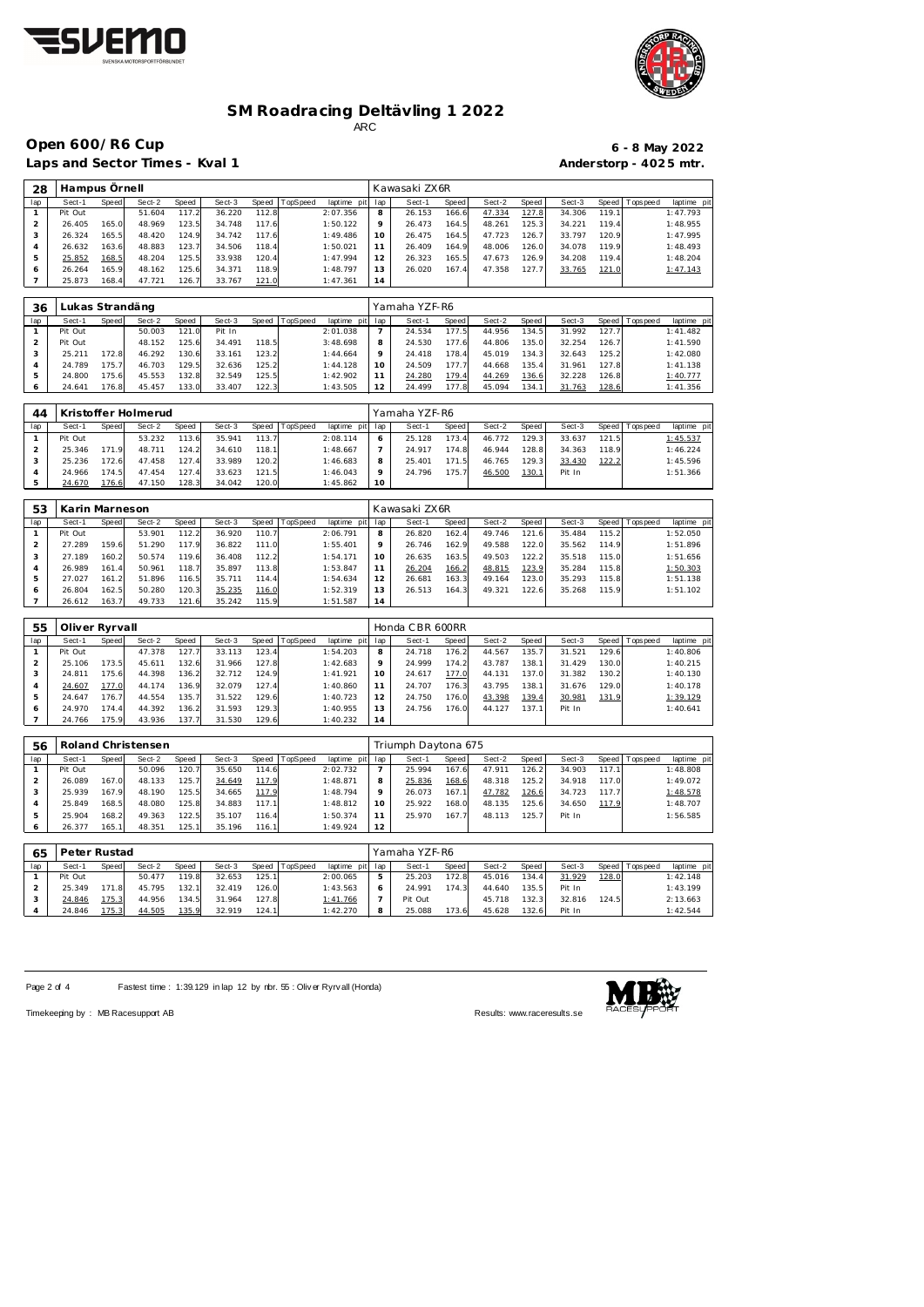# SM Roadracing Deltävling 1 2022

ARC

## Open 600/R6 Cup

**6 - 8 May 2022**

### Laps and Sector Times - Kval 1

**Anderstorp - 4025 mtr.**

| 28 | Hampus Örnell | | | | | | | | | Kawasaki ZX6R | | | | | | | |
|---|---|---|---|---|---|---|---|---|---|---|---|---|---|---|---|---|---|
| lap | Sect-1 | Speed | Sect-2 | Speed | Sect-3 | Speed | TopSpeed | laptime pit | lap | Sect-1 | Speed | Sect-2 | Speed | Sect-3 | Speed | Topspeed | laptime pit |
| 1 | Pit Out | | 51.604 | 117.2 | 36.220 | 112.8 | | 2:07.356 | 8 | 26.153 | 166.6 | 47.334 | 127.8 | 34.306 | 119.1 | | 1:47.793 |
| 2 | 26.405 | 165.0 | 48.969 | 123.5 | 34.748 | 117.6 | | 1:50.122 | 9 | 26.473 | 164.5 | 48.261 | 125.3 | 34.221 | 119.4 | | 1:48.955 |
| 3 | 26.324 | 165.5 | 48.420 | 124.9 | 34.742 | 117.6 | | 1:49.486 | 10 | 26.475 | 164.5 | 47.723 | 126.7 | 33.797 | 120.9 | | 1:47.995 |
| 4 | 26.632 | 163.6 | 48.883 | 123.7 | 34.506 | 118.4 | | 1:50.021 | 11 | 26.409 | 164.9 | 48.006 | 126.0 | 34.078 | 119.9 | | 1:48.493 |
| 5 | 25.852 | 168.5 | 48.204 | 125.5 | 33.938 | 120.4 | | 1:47.994 | 12 | 26.323 | 165.5 | 47.673 | 126.9 | 34.208 | 119.4 | | 1:48.204 |
| 6 | 26.264 | 165.9 | 48.162 | 125.6 | 34.371 | 118.9 | | 1:48.797 | 13 | 26.020 | 167.4 | 47.358 | 127.7 | 33.765 | 121.0 | | 1:47.143 |
| 7 | 25.873 | 168.4 | 47.721 | 126.7 | 33.767 | 121.0 | | 1:47.361 | 14 | | | | | | | | |

| 36 | Lukas Strandäng | | | | | | | | | Yamaha YZF-R6 | | | | | | | |
|---|---|---|---|---|---|---|---|---|---|---|---|---|---|---|---|---|---|
| lap | Sect-1 | Speed | Sect-2 | Speed | Sect-3 | Speed | TopSpeed | laptime pit | lap | Sect-1 | Speed | Sect-2 | Speed | Sect-3 | Speed | Topspeed | laptime pit |
| 1 | Pit Out | | 50.003 | 121.0 | Pit In | | | 2:01.038 | 7 | 24.534 | 177.5 | 44.956 | 134.5 | 31.992 | 127.7 | | 1:41.482 |
| 2 | Pit Out | | 48.152 | 125.6 | 34.491 | 118.5 | | 3:48.698 | 8 | 24.530 | 177.6 | 44.806 | 135.0 | 32.254 | 126.7 | | 1:41.590 |
| 3 | 25.211 | 172.8 | 46.292 | 130.6 | 33.161 | 123.2 | | 1:44.664 | 9 | 24.418 | 178.4 | 45.019 | 134.3 | 32.643 | 125.2 | | 1:42.080 |
| 4 | 24.789 | 175.7 | 46.703 | 129.5 | 32.636 | 125.2 | | 1:44.128 | 10 | 24.509 | 177.7 | 44.668 | 135.4 | 31.961 | 127.8 | | 1:41.138 |
| 5 | 24.800 | 175.6 | 45.553 | 132.8 | 32.549 | 125.5 | | 1:42.902 | 11 | 24.280 | 179.4 | 44.269 | 136.6 | 32.228 | 126.8 | | 1:40.777 |
| 6 | 24.641 | 176.8 | 45.457 | 133.0 | 33.407 | 122.3 | | 1:43.505 | 12 | 24.499 | 177.8 | 45.094 | 134.1 | 31.763 | 128.6 | | 1:41.356 |

| 44 | Kristoffer Holmerud | | | | | | | | | Yamaha YZF-R6 | | | | | | | |
|---|---|---|---|---|---|---|---|---|---|---|---|---|---|---|---|---|---|
| lap | Sect-1 | Speed | Sect-2 | Speed | Sect-3 | Speed | TopSpeed | laptime pit | lap | Sect-1 | Speed | Sect-2 | Speed | Sect-3 | Speed | Topspeed | laptime pit |
| 1 | Pit Out | | 53.232 | 113.6 | 35.941 | 113.7 | | 2:08.114 | 6 | 25.128 | 173.4 | 46.772 | 129.3 | 33.637 | 121.5 | | 1:45.537 |
| 2 | 25.346 | 171.9 | 48.711 | 124.2 | 34.610 | 118.1 | | 1:48.667 | 7 | 24.917 | 174.8 | 46.944 | 128.8 | 34.363 | 118.9 | | 1:46.224 |
| 3 | 25.236 | 172.6 | 47.458 | 127.4 | 33.989 | 120.2 | | 1:46.683 | 8 | 25.401 | 171.5 | 46.765 | 129.3 | 33.430 | 122.2 | | 1:45.596 |
| 4 | 24.966 | 174.5 | 47.454 | 127.4 | 33.623 | 121.5 | | 1:46.043 | 9 | 24.796 | 175.7 | 46.500 | 130.1 | Pit In | | | 1:51.366 |
| 5 | 24.670 | 176.6 | 47.150 | 128.3 | 34.042 | 120.0 | | 1:45.862 | 10 | | | | | | | | |

| 53 | Karin Marneson | | | | | | | | | Kawasaki ZX6R | | | | | | | |
|---|---|---|---|---|---|---|---|---|---|---|---|---|---|---|---|---|---|
| lap | Sect-1 | Speed | Sect-2 | Speed | Sect-3 | Speed | TopSpeed | laptime pit | lap | Sect-1 | Speed | Sect-2 | Speed | Sect-3 | Speed | Topspeed | laptime pit |
| 1 | Pit Out | | 53.901 | 112.2 | 36.920 | 110.7 | | 2:06.791 | 8 | 26.820 | 162.4 | 49.746 | 121.6 | 35.484 | 115.2 | | 1:52.050 |
| 2 | 27.289 | 159.6 | 51.290 | 117.9 | 36.822 | 111.0 | | 1:55.401 | 9 | 26.746 | 162.9 | 49.588 | 122.0 | 35.562 | 114.9 | | 1:51.896 |
| 3 | 27.189 | 160.2 | 50.574 | 119.6 | 36.408 | 112.2 | | 1:54.171 | 10 | 26.635 | 163.5 | 49.503 | 122.2 | 35.518 | 115.0 | | 1:51.656 |
| 4 | 26.989 | 161.4 | 50.961 | 118.7 | 35.897 | 113.8 | | 1:53.847 | 11 | 26.204 | 166.2 | 48.815 | 123.9 | 35.284 | 115.8 | | 1:50.303 |
| 5 | 27.027 | 161.2 | 51.896 | 116.5 | 35.711 | 114.4 | | 1:54.634 | 12 | 26.681 | 163.3 | 49.164 | 123.0 | 35.293 | 115.8 | | 1:51.138 |
| 6 | 26.804 | 162.5 | 50.280 | 120.3 | 35.235 | 116.0 | | 1:52.319 | 13 | 26.513 | 164.3 | 49.321 | 122.6 | 35.268 | 115.9 | | 1:51.102 |
| 7 | 26.612 | 163.7 | 49.733 | 121.6 | 35.242 | 115.9 | | 1:51.587 | 14 | | | | | | | | |

| 55 | Oliver Ryrvall | | | | | | | | | Honda CBR 600RR | | | | | | | |
|---|---|---|---|---|---|---|---|---|---|---|---|---|---|---|---|---|---|
| lap | Sect-1 | Speed | Sect-2 | Speed | Sect-3 | Speed | TopSpeed | laptime pit | lap | Sect-1 | Speed | Sect-2 | Speed | Sect-3 | Speed | Topspeed | laptime pit |
| 1 | Pit Out | | 47.378 | 127.7 | 33.113 | 123.4 | | 1:54.203 | 8 | 24.718 | 176.2 | 44.567 | 135.7 | 31.521 | 129.6 | | 1:40.806 |
| 2 | 25.106 | 173.5 | 45.611 | 132.6 | 31.966 | 127.8 | | 1:42.683 | 9 | 24.999 | 174.2 | 43.787 | 138.1 | 31.429 | 130.0 | | 1:40.215 |
| 3 | 24.811 | 175.6 | 44.398 | 136.2 | 32.712 | 124.9 | | 1:41.921 | 10 | 24.617 | 177.0 | 44.131 | 137.0 | 31.382 | 130.2 | | 1:40.130 |
| 4 | 24.607 | 177.0 | 44.174 | 136.9 | 32.079 | 127.4 | | 1:40.860 | 11 | 24.707 | 176.3 | 43.795 | 138.1 | 31.676 | 129.0 | | 1:40.178 |
| 5 | 24.647 | 176.7 | 44.554 | 135.7 | 31.522 | 129.6 | | 1:40.723 | 12 | 24.750 | 176.0 | 43.398 | 139.4 | 30.981 | 131.9 | | 1:39.129 |
| 6 | 24.970 | 174.4 | 44.392 | 136.2 | 31.593 | 129.3 | | 1:40.955 | 13 | 24.756 | 176.0 | 44.127 | 137.1 | Pit In | | | 1:40.641 |
| 7 | 24.766 | 175.9 | 43.936 | 137.7 | 31.530 | 129.6 | | 1:40.232 | 14 | | | | | | | | |

| 56 | Roland Christensen | | | | | | | | | Triumph Daytona 675 | | | | | | | |
|---|---|---|---|---|---|---|---|---|---|---|---|---|---|---|---|---|---|
| lap | Sect-1 | Speed | Sect-2 | Speed | Sect-3 | Speed | TopSpeed | laptime pit | lap | Sect-1 | Speed | Sect-2 | Speed | Sect-3 | Speed | Topspeed | laptime pit |
| 1 | Pit Out | | 50.096 | 120.7 | 35.650 | 114.6 | | 2:02.732 | 7 | 25.994 | 167.6 | 47.911 | 126.2 | 34.903 | 117.1 | | 1:48.808 |
| 2 | 26.089 | 167.0 | 48.133 | 125.7 | 34.649 | 117.9 | | 1:48.871 | 8 | 25.836 | 168.6 | 48.318 | 125.2 | 34.918 | 117.0 | | 1:49.072 |
| 3 | 25.939 | 167.9 | 48.190 | 125.5 | 34.665 | 117.9 | | 1:48.794 | 9 | 26.073 | 167.1 | 47.782 | 126.6 | 34.723 | 117.7 | | 1:48.578 |
| 4 | 25.849 | 168.5 | 48.080 | 125.8 | 34.883 | 117.1 | | 1:48.812 | 10 | 25.922 | 168.0 | 48.135 | 125.6 | 34.650 | 117.9 | | 1:48.707 |
| 5 | 25.904 | 168.2 | 49.363 | 122.5 | 35.107 | 116.4 | | 1:50.374 | 11 | 25.970 | 167.7 | 48.113 | 125.7 | Pit In | | | 1:56.585 |
| 6 | 26.377 | 165.1 | 48.351 | 125.1 | 35.196 | 116.1 | | 1:49.924 | 12 | | | | | | | | |

| 65 | Peter Rustad | | | | | | | | | Yamaha YZF-R6 | | | | | | | |
|---|---|---|---|---|---|---|---|---|---|---|---|---|---|---|---|---|---|
| lap | Sect-1 | Speed | Sect-2 | Speed | Sect-3 | Speed | TopSpeed | laptime pit | lap | Sect-1 | Speed | Sect-2 | Speed | Sect-3 | Speed | Topspeed | laptime pit |
| 1 | Pit Out | | 50.477 | 119.8 | 32.653 | 125.1 | | 2:00.065 | 5 | 25.203 | 172.8 | 45.016 | 134.4 | 31.929 | 128.0 | | 1:42.148 |
| 2 | 25.349 | 171.8 | 45.795 | 132.1 | 32.419 | 126.0 | | 1:43.563 | 6 | 24.991 | 174.3 | 44.640 | 135.5 | Pit In | | | 1:43.199 |
| 3 | 24.846 | 175.3 | 44.956 | 134.5 | 31.964 | 127.8 | | 1:41.766 | 7 | Pit Out | | 45.718 | 132.3 | 32.816 | 124.5 | | 2:13.663 |
| 4 | 24.846 | 175.3 | 44.505 | 135.9 | 32.919 | 124.1 | | 1:42.270 | 8 | 25.088 | 173.6 | 45.628 | 132.6 | Pit In | | | 1:42.544 |

Fastest time : 1:39.129 in lap 12 by nbr. 55 : Oliver Ryrvall (Honda)

Timekeeping by : MB Racesupport AB

Results: www.raceresults.se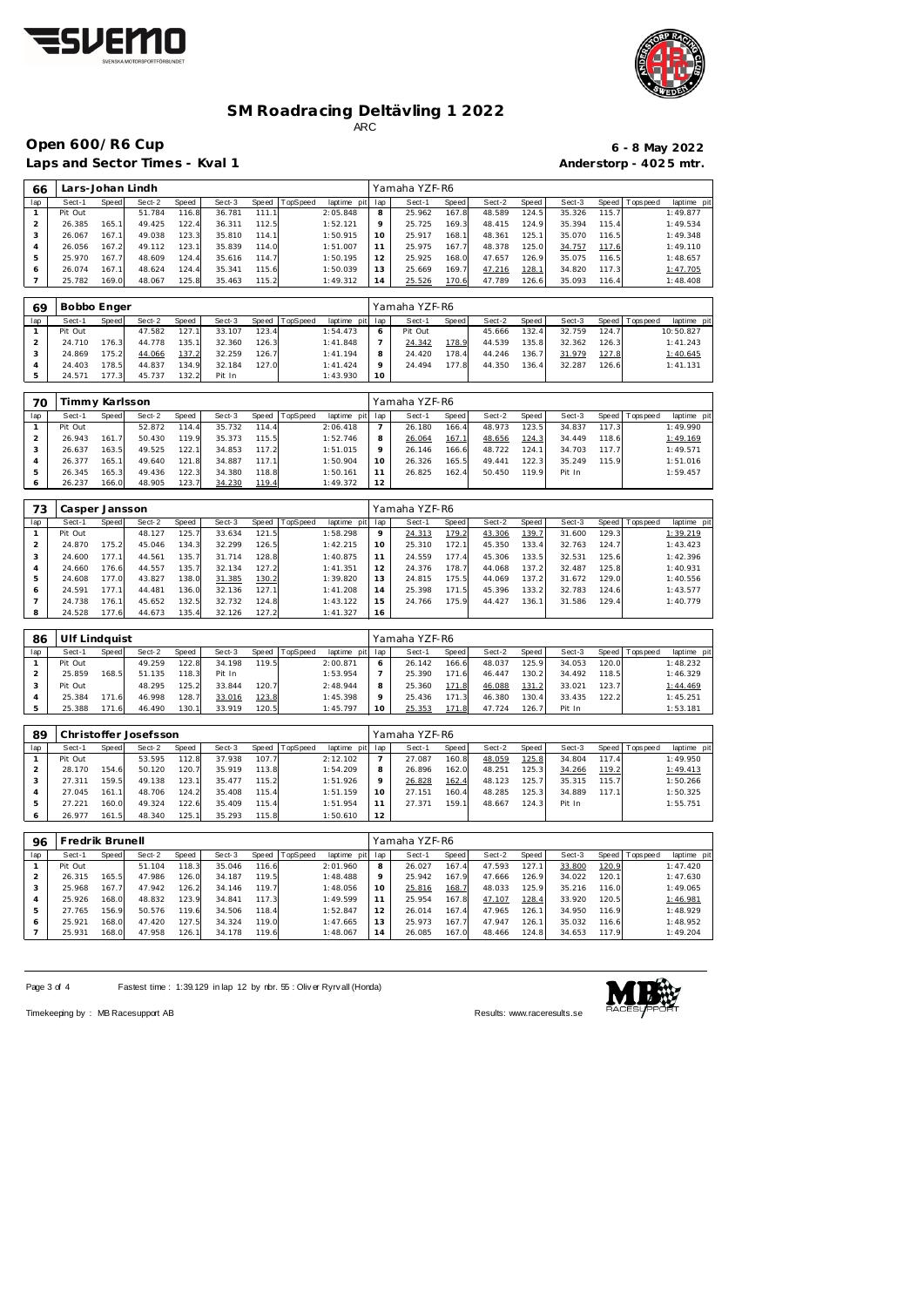# SM Roadracing Deltävling 1 2022

ARC

## Open 600/R6 Cup

**6 - 8 May 2022**

### Laps and Sector Times - Kval 1

**Anderstorp - 4025 mtr.**

| 66 | Lars-Johan Lindh | | | | | | | | Yamaha YZF-R6 | | | | | | | | |
|---|---|---|---|---|---|---|---|---|---|---|---|---|---|---|---|---|---|
| lap | Sect-1 | Speed | Sect-2 | Speed | Sect-3 | Speed | TopSpeed | laptime pit | lap | Sect-1 | Speed | Sect-2 | Speed | Sect-3 | Speed | Topspeed | laptime pit |
| 1 | Pit Out | | 51.784 | 116.8 | 36.781 | 111.1 | | 2:05.848 | 8 | 25.962 | 167.8 | 48.589 | 124.5 | 35.326 | 115.7 | | 1:49.877 |
| 2 | 26.385 | 165.1 | 49.425 | 122.4 | 36.311 | 112.5 | | 1:52.121 | 9 | 25.725 | 169.3 | 48.415 | 124.9 | 35.394 | 115.4 | | 1:49.534 |
| 3 | 26.067 | 167.1 | 49.038 | 123.3 | 35.810 | 114.1 | | 1:50.915 | 10 | 25.917 | 168.1 | 48.361 | 125.1 | 35.070 | 116.5 | | 1:49.348 |
| 4 | 26.056 | 167.2 | 49.112 | 123.1 | 35.839 | 114.0 | | 1:51.007 | 11 | 25.975 | 167.7 | 48.378 | 125.0 | 34.757 | 117.6 | | 1:49.110 |
| 5 | 25.970 | 167.7 | 48.609 | 124.4 | 35.616 | 114.7 | | 1:50.195 | 12 | 25.925 | 168.0 | 47.657 | 126.9 | 35.075 | 116.5 | | 1:48.657 |
| 6 | 26.074 | 167.1 | 48.624 | 124.4 | 35.341 | 115.6 | | 1:50.039 | 13 | 25.669 | 169.7 | 47.216 | 128.1 | 34.820 | 117.3 | | 1:47.705 |
| 7 | 25.782 | 169.0 | 48.067 | 125.8 | 35.463 | 115.2 | | 1:49.312 | 14 | 25.526 | 170.6 | 47.789 | 126.6 | 35.093 | 116.4 | | 1:48.408 |

| 69 | Bobbo Enger | | | | | | | | Yamaha YZF-R6 | | | | | | | | |
|---|---|---|---|---|---|---|---|---|---|---|---|---|---|---|---|---|---|
| lap | Sect-1 | Speed | Sect-2 | Speed | Sect-3 | Speed | TopSpeed | laptime pit | lap | Sect-1 | Speed | Sect-2 | Speed | Sect-3 | Speed | Topspeed | laptime pit |
| 1 | Pit Out | | 47.582 | 127.1 | 33.107 | 123.4 | | 1:54.473 | 6 | Pit Out | | 45.666 | 132.4 | 32.759 | 124.7 | | 10:50.827 |
| 2 | 24.710 | 176.3 | 44.778 | 135.1 | 32.360 | 126.3 | | 1:41.848 | 7 | 24.342 | 178.9 | 44.539 | 135.8 | 32.362 | 126.3 | | 1:41.243 |
| 3 | 24.869 | 175.2 | 44.066 | 137.2 | 32.259 | 126.7 | | 1:41.194 | 8 | 24.420 | 178.4 | 44.246 | 136.7 | 31.979 | 127.8 | | 1:40.645 |
| 4 | 24.403 | 178.5 | 44.837 | 134.9 | 32.184 | 127.0 | | 1:41.424 | 9 | 24.494 | 177.8 | 44.350 | 136.4 | 32.287 | 126.6 | | 1:41.131 |
| 5 | 24.571 | 177.3 | 45.737 | 132.2 | Pit In | | | 1:43.930 | 10 | | | | | | | | |

| 70 | Timmy Karlsson | | | | | | | | Yamaha YZF-R6 | | | | | | | | |
|---|---|---|---|---|---|---|---|---|---|---|---|---|---|---|---|---|---|
| lap | Sect-1 | Speed | Sect-2 | Speed | Sect-3 | Speed | TopSpeed | laptime pit | lap | Sect-1 | Speed | Sect-2 | Speed | Sect-3 | Speed | Topspeed | laptime pit |
| 1 | Pit Out | | 52.872 | 114.4 | 35.732 | 114.4 | | 2:06.418 | 7 | 26.180 | 166.4 | 48.973 | 123.5 | 34.837 | 117.3 | | 1:49.990 |
| 2 | 26.943 | 161.7 | 50.430 | 119.9 | 35.373 | 115.5 | | 1:52.746 | 8 | 26.064 | 167.1 | 48.656 | 124.3 | 34.449 | 118.6 | | 1:49.169 |
| 3 | 26.637 | 163.5 | 49.525 | 122.1 | 34.853 | 117.2 | | 1:51.015 | 9 | 26.146 | 166.6 | 48.722 | 124.1 | 34.703 | 117.7 | | 1:49.571 |
| 4 | 26.377 | 165.1 | 49.640 | 121.8 | 34.887 | 117.1 | | 1:50.904 | 10 | 26.326 | 165.5 | 49.441 | 122.3 | 35.249 | 115.9 | | 1:51.016 |
| 5 | 26.345 | 165.3 | 49.436 | 122.3 | 34.380 | 118.8 | | 1:50.161 | 11 | 26.825 | 162.4 | 50.450 | 119.9 | Pit In | | | 1:59.457 |
| 6 | 26.237 | 166.0 | 48.905 | 123.7 | 34.230 | 119.4 | | 1:49.372 | 12 | | | | | | | | |

| 73 | Casper Jansson | | | | | | | | Yamaha YZF-R6 | | | | | | | | |
|---|---|---|---|---|---|---|---|---|---|---|---|---|---|---|---|---|---|
| lap | Sect-1 | Speed | Sect-2 | Speed | Sect-3 | Speed | TopSpeed | laptime pit | lap | Sect-1 | Speed | Sect-2 | Speed | Sect-3 | Speed | Topspeed | laptime pit |
| 1 | Pit Out | | 48.127 | 125.7 | 33.634 | 121.5 | | 1:58.298 | 9 | 24.313 | 179.2 | 43.306 | 139.7 | 31.600 | 129.3 | | 1:39.219 |
| 2 | 24.870 | 175.2 | 45.046 | 134.3 | 32.299 | 126.5 | | 1:42.215 | 10 | 25.310 | 172.1 | 45.350 | 133.4 | 32.763 | 124.7 | | 1:43.423 |
| 3 | 24.600 | 177.1 | 44.561 | 135.7 | 31.714 | 128.8 | | 1:40.875 | 11 | 24.559 | 177.4 | 45.306 | 133.5 | 32.531 | 125.6 | | 1:42.396 |
| 4 | 24.660 | 176.6 | 44.557 | 135.7 | 32.134 | 127.2 | | 1:41.351 | 12 | 24.376 | 178.7 | 44.068 | 137.2 | 32.487 | 125.8 | | 1:40.931 |
| 5 | 24.608 | 177.0 | 43.827 | 138.0 | 31.385 | 130.2 | | 1:39.820 | 13 | 24.815 | 175.5 | 44.069 | 137.2 | 31.672 | 129.0 | | 1:40.556 |
| 6 | 24.591 | 177.1 | 44.481 | 136.0 | 32.136 | 127.1 | | 1:41.208 | 14 | 25.398 | 171.5 | 45.396 | 133.2 | 32.783 | 124.6 | | 1:43.577 |
| 7 | 24.738 | 176.1 | 45.652 | 132.5 | 32.732 | 124.8 | | 1:43.122 | 15 | 24.766 | 175.9 | 44.427 | 136.1 | 31.586 | 129.4 | | 1:40.779 |
| 8 | 24.528 | 177.6 | 44.673 | 135.4 | 32.126 | 127.2 | | 1:41.327 | 16 | | | | | | | | |

| 86 | Ulf Lindquist | | | | | | | | Yamaha YZF-R6 | | | | | | | | |
|---|---|---|---|---|---|---|---|---|---|---|---|---|---|---|---|---|---|
| lap | Sect-1 | Speed | Sect-2 | Speed | Sect-3 | Speed | TopSpeed | laptime pit | lap | Sect-1 | Speed | Sect-2 | Speed | Sect-3 | Speed | Topspeed | laptime pit |
| 1 | Pit Out | | 49.259 | 122.8 | 34.198 | 119.5 | | 2:00.871 | 6 | 26.142 | 166.6 | 48.037 | 125.9 | 34.053 | 120.0 | | 1:48.232 |
| 2 | 25.859 | 168.5 | 51.135 | 118.3 | Pit In | | | 1:53.954 | 7 | 25.390 | 171.6 | 46.447 | 130.2 | 34.492 | 118.5 | | 1:46.329 |
| 3 | Pit Out | | 48.295 | 125.2 | 33.844 | 120.7 | | 2:48.944 | 8 | 25.360 | 171.8 | 46.088 | 131.2 | 33.021 | 123.7 | | 1:44.469 |
| 4 | 25.384 | 171.6 | 46.998 | 128.7 | 33.016 | 123.8 | | 1:45.398 | 9 | 25.436 | 171.3 | 46.380 | 130.4 | 33.435 | 122.2 | | 1:45.251 |
| 5 | 25.388 | 171.6 | 46.490 | 130.1 | 33.919 | 120.5 | | 1:45.797 | 10 | 25.353 | 171.8 | 47.724 | 126.7 | Pit In | | | 1:53.181 |

| 89 | Christoffer Josefsson | | | | | | | | Yamaha YZF-R6 | | | | | | | | |
|---|---|---|---|---|---|---|---|---|---|---|---|---|---|---|---|---|---|
| lap | Sect-1 | Speed | Sect-2 | Speed | Sect-3 | Speed | TopSpeed | laptime pit | lap | Sect-1 | Speed | Sect-2 | Speed | Sect-3 | Speed | Topspeed | laptime pit |
| 1 | Pit Out | | 53.595 | 112.8 | 37.938 | 107.7 | | 2:12.102 | 7 | 27.087 | 160.8 | 48.059 | 125.8 | 34.804 | 117.4 | | 1:49.950 |
| 2 | 28.170 | 154.6 | 50.120 | 120.7 | 35.919 | 113.8 | | 1:54.209 | 8 | 26.896 | 162.0 | 48.251 | 125.3 | 34.266 | 119.2 | | 1:49.413 |
| 3 | 27.311 | 159.5 | 49.138 | 123.1 | 35.477 | 115.2 | | 1:51.926 | 9 | 26.828 | 162.4 | 48.123 | 125.7 | 35.315 | 115.7 | | 1:50.266 |
| 4 | 27.045 | 161.1 | 48.706 | 124.2 | 35.408 | 115.4 | | 1:51.159 | 10 | 27.151 | 160.4 | 48.285 | 125.3 | 34.889 | 117.1 | | 1:50.325 |
| 5 | 27.221 | 160.0 | 49.324 | 122.6 | 35.409 | 115.4 | | 1:51.954 | 11 | 27.371 | 159.1 | 48.667 | 124.3 | Pit In | | | 1:55.751 |
| 6 | 26.977 | 161.5 | 48.340 | 125.1 | 35.293 | 115.8 | | 1:50.610 | 12 | | | | | | | | |

| 96 | Fredrik Brunell | | | | | | | | Yamaha YZF-R6 | | | | | | | | |
|---|---|---|---|---|---|---|---|---|---|---|---|---|---|---|---|---|---|
| lap | Sect-1 | Speed | Sect-2 | Speed | Sect-3 | Speed | TopSpeed | laptime pit | lap | Sect-1 | Speed | Sect-2 | Speed | Sect-3 | Speed | Topspeed | laptime pit |
| 1 | Pit Out | | 51.104 | 118.3 | 35.046 | 116.6 | | 2:01.960 | 8 | 26.027 | 167.4 | 47.593 | 127.1 | 33.800 | 120.9 | | 1:47.420 |
| 2 | 26.315 | 165.5 | 47.986 | 126.0 | 34.187 | 119.5 | | 1:48.488 | 9 | 25.942 | 167.9 | 47.666 | 126.9 | 34.022 | 120.1 | | 1:47.630 |
| 3 | 25.968 | 167.7 | 47.942 | 126.2 | 34.146 | 119.7 | | 1:48.056 | 10 | 25.816 | 168.7 | 48.033 | 125.9 | 35.216 | 116.0 | | 1:49.065 |
| 4 | 25.926 | 168.0 | 48.832 | 123.9 | 34.841 | 117.3 | | 1:49.599 | 11 | 25.954 | 167.8 | 47.107 | 128.4 | 33.920 | 120.5 | | 1:46.981 |
| 5 | 27.765 | 156.9 | 50.576 | 119.6 | 34.506 | 118.4 | | 1:52.847 | 12 | 26.014 | 167.4 | 47.965 | 126.1 | 34.950 | 116.9 | | 1:48.929 |
| 6 | 25.921 | 168.0 | 47.420 | 127.5 | 34.324 | 119.0 | | 1:47.665 | 13 | 25.973 | 167.7 | 47.947 | 126.1 | 35.032 | 116.6 | | 1:48.952 |
| 7 | 25.931 | 168.0 | 47.958 | 126.1 | 34.178 | 119.6 | | 1:48.067 | 14 | 26.085 | 167.0 | 48.466 | 124.8 | 34.653 | 117.9 | | 1:49.204 |

Fastest time : 1:39.129 in lap 12 by nbr. 55 : Oliver Ryrvall (Honda)

Timekeeping by : MB Racesupport AB

Results: www.raceresults.se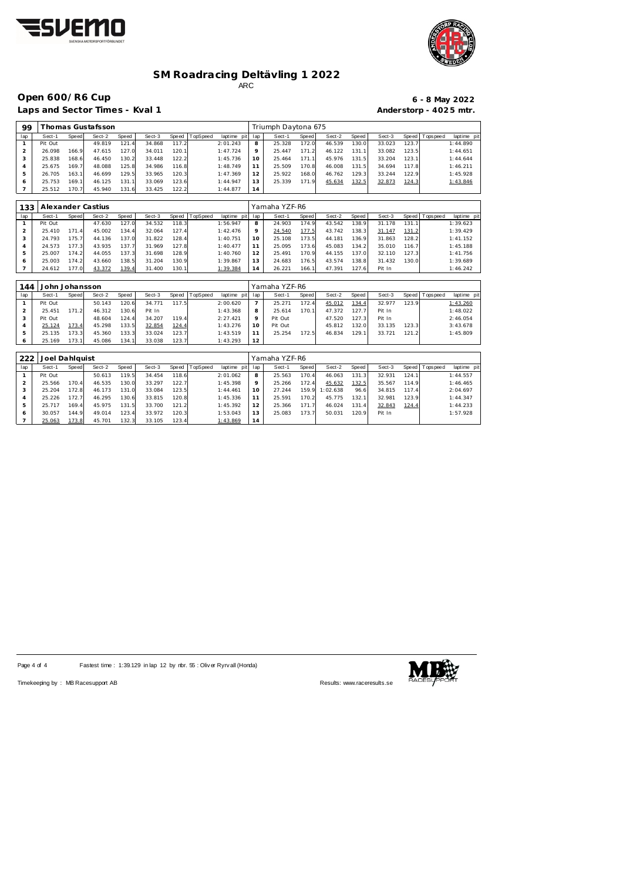# SM Roadracing Deltävling 1 2022

ARC

## Open 600/R6 Cup

**6 - 8 May 2022**

**Laps and Sector Times - Kval 1**

**Anderstorp - 4025 mtr.**

| 99 | Thomas Gustafsson | | | | | | | | | Triumph Daytona 675 | | | | | | | | |
|---|---|---|---|---|---|---|---|---|---|---|---|---|---|---|---|---|---|---|
| lap | Sect-1 | Speed | Sect-2 | Speed | Sect-3 | Speed | TopSpeed | laptime pit | lap | Sect-1 | Speed | Sect-2 | Speed | Sect-3 | Speed | Topspeed | laptime pit |
| 1 | Pit Out | | 49.819 | 121.4 | 34.868 | 117.2 | | 2:01.243 | 8 | 25.328 | 172.0 | 46.539 | 130.0 | 33.023 | 123.7 | | 1:44.890 |
| 2 | 26.098 | 166.9 | 47.615 | 127.0 | 34.011 | 120.1 | | 1:47.724 | 9 | 25.447 | 171.2 | 46.122 | 131.1 | 33.082 | 123.5 | | 1:44.651 |
| 3 | 25.838 | 168.6 | 46.450 | 130.2 | 33.448 | 122.2 | | 1:45.736 | 10 | 25.464 | 171.1 | 45.976 | 131.5 | 33.204 | 123.1 | | 1:44.644 |
| 4 | 25.675 | 169.7 | 48.088 | 125.8 | 34.986 | 116.8 | | 1:48.749 | 11 | 25.509 | 170.8 | 46.008 | 131.5 | 34.694 | 117.8 | | 1:46.211 |
| 5 | 26.705 | 163.1 | 46.699 | 129.5 | 33.965 | 120.3 | | 1:47.369 | 12 | 25.922 | 168.0 | 46.762 | 129.3 | 33.244 | 122.9 | | 1:45.928 |
| 6 | 25.753 | 169.1 | 46.125 | 131.1 | 33.069 | 123.6 | | 1:44.947 | 13 | 25.339 | 171.9 | 45.634 | 132.5 | 32.873 | 124.3 | | 1:43.846 |
| 7 | 25.512 | 170.7 | 45.940 | 131.6 | 33.425 | 122.2 | | 1:44.877 | 14 | | | | | | | | |

| 133 | Alexander Castius | | | | | | | | | Yamaha YZF-R6 | | | | | | | | |
|---|---|---|---|---|---|---|---|---|---|---|---|---|---|---|---|---|---|---|
| lap | Sect-1 | Speed | Sect-2 | Speed | Sect-3 | Speed | TopSpeed | laptime pit | lap | Sect-1 | Speed | Sect-2 | Speed | Sect-3 | Speed | Topspeed | laptime pit |
| 1 | Pit Out | | 47.630 | 127.0 | 34.532 | 118.3 | | 1:56.947 | 8 | 24.903 | 174.9 | 43.542 | 138.9 | 31.178 | 131.1 | | 1:39.623 |
| 2 | 25.410 | 171.4 | 45.002 | 134.4 | 32.064 | 127.4 | | 1:42.476 | 9 | 24.540 | 177.5 | 43.742 | 138.3 | 31.147 | 131.2 | | 1:39.429 |
| 3 | 24.793 | 175.7 | 44.136 | 137.0 | 31.822 | 128.4 | | 1:40.751 | 10 | 25.108 | 173.5 | 44.181 | 136.9 | 31.863 | 128.2 | | 1:41.152 |
| 4 | 24.573 | 177.3 | 43.935 | 137.7 | 31.969 | 127.8 | | 1:40.477 | 11 | 25.095 | 173.6 | 45.083 | 134.2 | 35.010 | 116.7 | | 1:45.188 |
| 5 | 25.007 | 174.2 | 44.055 | 137.3 | 31.698 | 128.9 | | 1:40.760 | 12 | 25.491 | 170.9 | 44.155 | 137.0 | 32.110 | 127.3 | | 1:41.756 |
| 6 | 25.003 | 174.2 | 43.660 | 138.5 | 31.204 | 130.9 | | 1:39.867 | 13 | 24.683 | 176.5 | 43.574 | 138.8 | 31.432 | 130.0 | | 1:39.689 |
| 7 | 24.612 | 177.0 | 43.372 | 139.4 | 31.400 | 130.1 | | 1:39.384 | 14 | 26.221 | 166.1 | 47.391 | 127.6 | Pit In | | | 1:46.242 |

| 144 | John Johansson | | | | | | | | | Yamaha YZF-R6 | | | | | | | | |
|---|---|---|---|---|---|---|---|---|---|---|---|---|---|---|---|---|---|---|
| lap | Sect-1 | Speed | Sect-2 | Speed | Sect-3 | Speed | TopSpeed | laptime pit | lap | Sect-1 | Speed | Sect-2 | Speed | Sect-3 | Speed | Topspeed | laptime pit |
| 1 | Pit Out | | 50.143 | 120.6 | 34.771 | 117.5 | | 2:00.620 | 7 | 25.271 | 172.4 | 45.012 | 134.4 | 32.977 | 123.9 | | 1:43.260 |
| 2 | 25.451 | 171.2 | 46.312 | 130.6 | Pit In | | | 1:43.368 | 8 | 25.614 | 170.1 | 47.372 | 127.7 | Pit In | | | 1:48.022 |
| 3 | Pit Out | | 48.604 | 124.4 | 34.207 | 119.4 | | 2:27.421 | 9 | Pit Out | | 47.520 | 127.3 | Pit In | | | 2:46.054 |
| 4 | 25.124 | 173.4 | 45.298 | 133.5 | 32.854 | 124.4 | | 1:43.276 | 10 | Pit Out | | 45.812 | 132.0 | 33.135 | 123.3 | | 3:43.678 |
| 5 | 25.135 | 173.3 | 45.360 | 133.3 | 33.024 | 123.7 | | 1:43.519 | 11 | 25.254 | 172.5 | 46.834 | 129.1 | 33.721 | 121.2 | | 1:45.809 |
| 6 | 25.169 | 173.1 | 45.086 | 134.1 | 33.038 | 123.7 | | 1:43.293 | 12 | | | | | | | | |

| 222 | Joel Dahlquist | | | | | | | | | Yamaha YZF-R6 | | | | | | | | |
|---|---|---|---|---|---|---|---|---|---|---|---|---|---|---|---|---|---|---|
| lap | Sect-1 | Speed | Sect-2 | Speed | Sect-3 | Speed | TopSpeed | laptime pit | lap | Sect-1 | Speed | Sect-2 | Speed | Sect-3 | Speed | Topspeed | laptime pit |
| 1 | Pit Out | | 50.613 | 119.5 | 34.454 | 118.6 | | 2:01.062 | 8 | 25.563 | 170.4 | 46.063 | 131.3 | 32.931 | 124.1 | | 1:44.557 |
| 2 | 25.566 | 170.4 | 46.535 | 130.0 | 33.297 | 122.7 | | 1:45.398 | 9 | 25.266 | 172.4 | 45.632 | 132.5 | 35.567 | 114.9 | | 1:46.465 |
| 3 | 25.204 | 172.8 | 46.173 | 131.0 | 33.084 | 123.5 | | 1:44.461 | 10 | 27.244 | 159.9 | 1:02.638 | 96.6 | 34.815 | 117.4 | | 2:04.697 |
| 4 | 25.226 | 172.7 | 46.295 | 130.6 | 33.815 | 120.8 | | 1:45.336 | 11 | 25.591 | 170.2 | 45.775 | 132.1 | 32.981 | 123.9 | | 1:44.347 |
| 5 | 25.717 | 169.4 | 45.975 | 131.5 | 33.700 | 121.2 | | 1:45.392 | 12 | 25.366 | 171.7 | 46.024 | 131.4 | 32.843 | 124.4 | | 1:44.233 |
| 6 | 30.057 | 144.9 | 49.014 | 123.4 | 33.972 | 120.3 | | 1:53.043 | 13 | 25.083 | 173.7 | 50.031 | 120.9 | Pit In | | | 1:57.928 |
| 7 | 25.063 | 173.8 | 45.701 | 132.3 | 33.105 | 123.4 | | 1:43.869 | 14 | | | | | | | | |

Fastest time : 1:39.129 in lap 12 by nbr. 55 : Oliver Ryrvall (Honda)

Timekeeping by : MB Racesupport AB

Results: www.raceresults.se